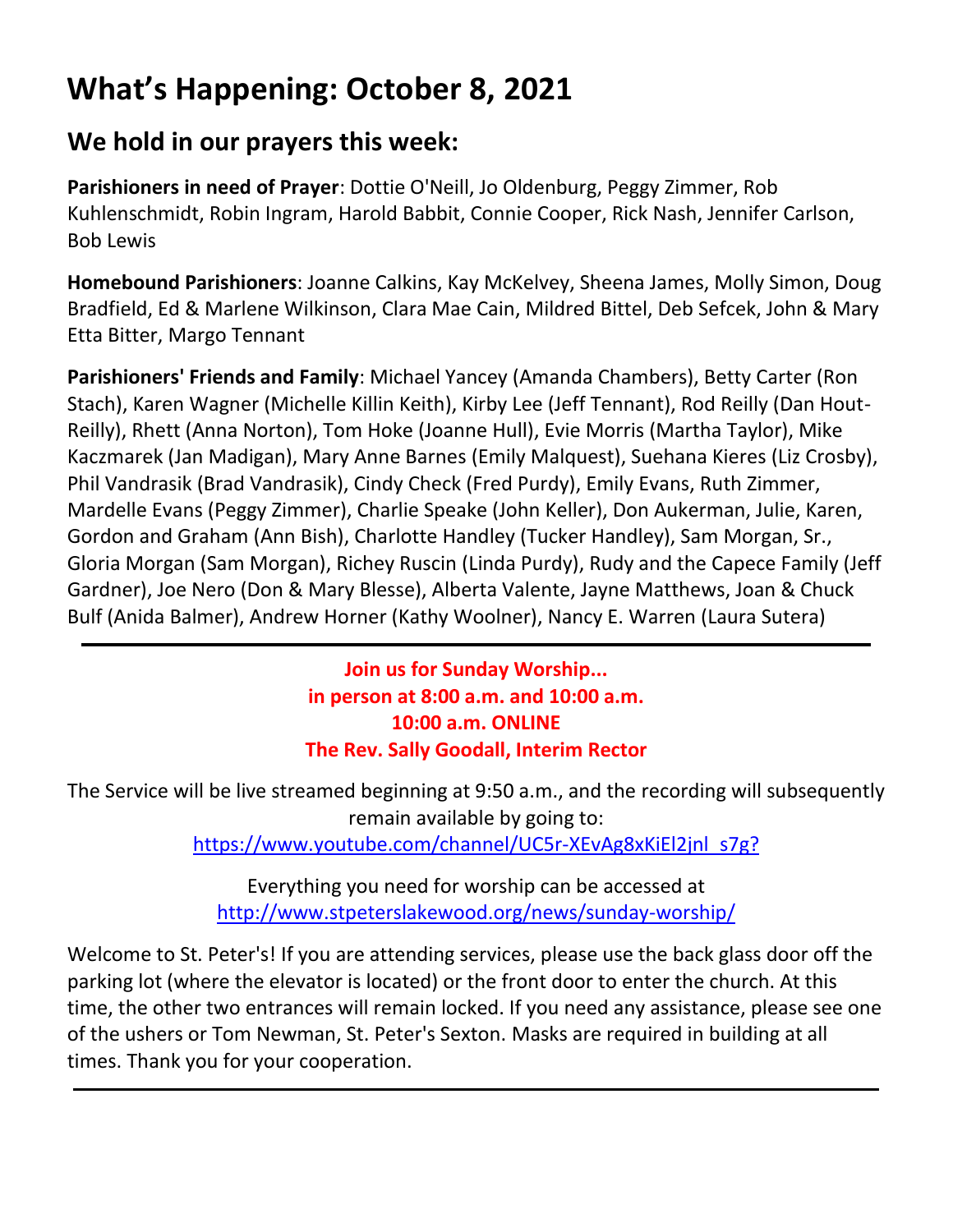# What's Happening: October 8, 2021

## We hold in our prayers this week:

**Parishioners in need of Prayer**: Dottie O'Neill, Jo Oldenburg, Peggy Zimmer, Rob Kuhlenschmidt, Robin Ingram, Harold Babbit, Connie Cooper, Rick Nash, Jennifer Carlson, Bob Lewis

**Homebound Parishioners**: Joanne Calkins, Kay McKelvey, Sheena James, Molly Simon, Doug Bradfield, Ed & Marlene Wilkinson, Clara Mae Cain, Mildred Bittel, Deb Sefcek, John & Mary Etta Bitter, Margo Tennant

**Parishioners' Friends and Family**: Michael Yancey (Amanda Chambers), Betty Carter (Ron Stach), Karen Wagner (Michelle Killin Keith), Kirby Lee (Jeff Tennant), Rod Reilly (Dan Hout-Reilly), Rhett (Anna Norton), Tom Hoke (Joanne Hull), Evie Morris (Martha Taylor), Mike Kaczmarek (Jan Madigan), Mary Anne Barnes (Emily Malquest), Suehana Kieres (Liz Crosby), Phil Vandrasik (Brad Vandrasik), Cindy Check (Fred Purdy), Emily Evans, Ruth Zimmer, Mardelle Evans (Peggy Zimmer), Charlie Speake (John Keller), Don Aukerman, Julie, Karen, Gordon and Graham (Ann Bish), Charlotte Handley (Tucker Handley), Sam Morgan, Sr., Gloria Morgan (Sam Morgan), Richey Ruscin (Linda Purdy), Rudy and the Capece Family (Jeff Gardner), Joe Nero (Don & Mary Blesse), Alberta Valente, Jayne Matthews, Joan & Chuck Bulf (Anida Balmer), Andrew Horner (Kathy Woolner), Nancy E. Warren (Laura Sutera)

---

**Join us for Sunday Worship...**
**in person at 8:00 a.m. and 10:00 a.m.**
**10:00 a.m. ONLINE**
**The Rev. Sally Goodall, Interim Rector**

The Service will be live streamed beginning at 9:50 a.m., and the recording will subsequently remain available by going to:
https://www.youtube.com/channel/UC5r-XEvAg8xKiEl2jnl_s7g?

Everything you need for worship can be accessed at
http://www.stpeterslakewood.org/news/sunday-worship/

Welcome to St. Peter's! If you are attending services, please use the back glass door off the parking lot (where the elevator is located) or the front door to enter the church. At this time, the other two entrances will remain locked. If you need any assistance, please see one of the ushers or Tom Newman, St. Peter's Sexton. Masks are required in building at all times. Thank you for your cooperation.

---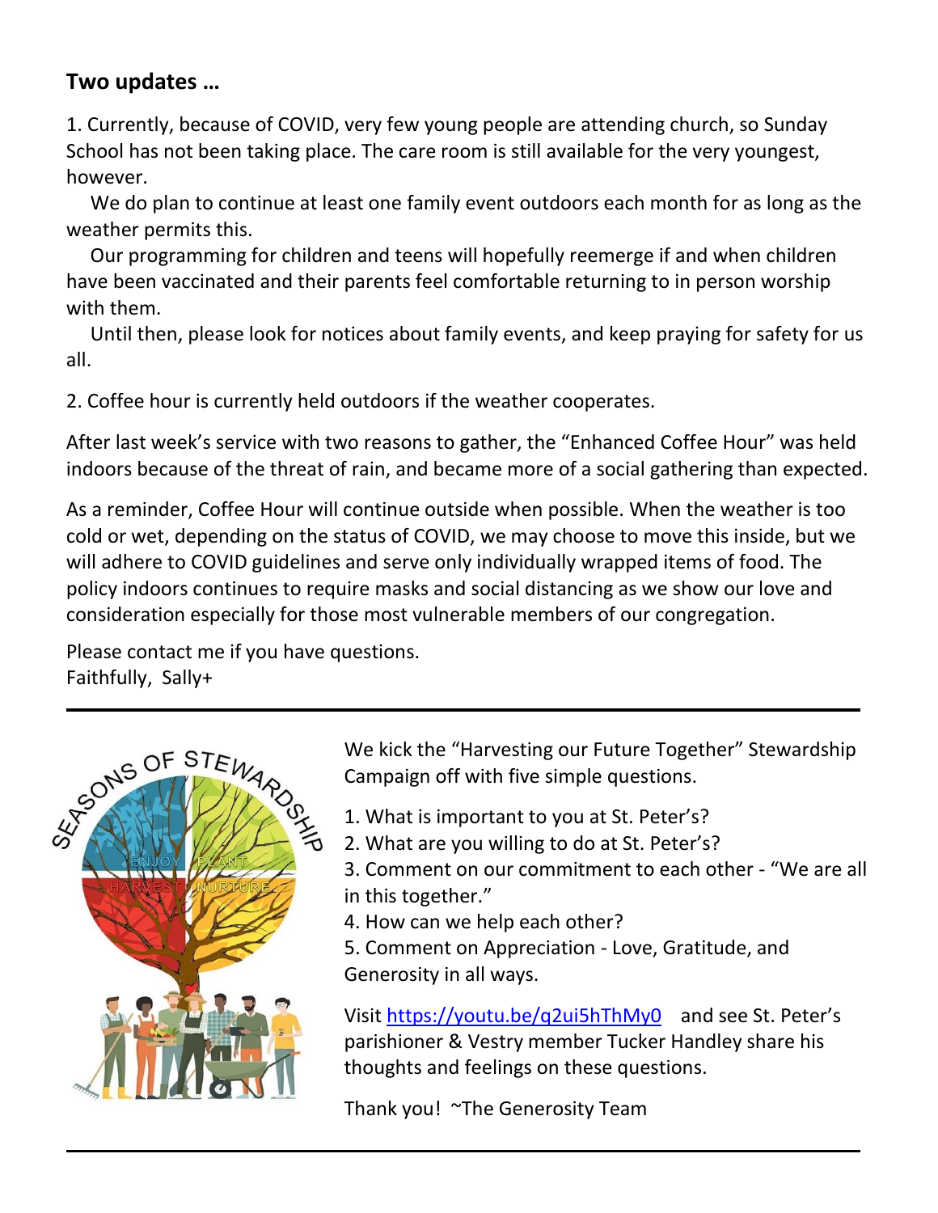**Two updates …**

1. Currently, because of COVID, very few young people are attending church, so Sunday School has not been taking place. The care room is still available for the very youngest, however.

We do plan to continue at least one family event outdoors each month for as long as the weather permits this.

Our programming for children and teens will hopefully reemerge if and when children have been vaccinated and their parents feel comfortable returning to in person worship with them.

Until then, please look for notices about family events, and keep praying for safety for us all.

2. Coffee hour is currently held outdoors if the weather cooperates.

After last week's service with two reasons to gather, the "Enhanced Coffee Hour" was held indoors because of the threat of rain, and became more of a social gathering than expected.

As a reminder, Coffee Hour will continue outside when possible. When the weather is too cold or wet, depending on the status of COVID, we may choose to move this inside, but we will adhere to COVID guidelines and serve only individually wrapped items of food. The policy indoors continues to require masks and social distancing as we show our love and consideration especially for those most vulnerable members of our congregation.

Please contact me if you have questions.
Faithfully, Sally+

---

We kick the "Harvesting our Future Together" Stewardship Campaign off with five simple questions.

1. What is important to you at St. Peter's?
2. What are you willing to do at St. Peter's?
3. Comment on our commitment to each other - "We are all in this together."
4. How can we help each other?
5. Comment on Appreciation - Love, Gratitude, and Generosity in all ways.

Visit https://youtu.be/q2ui5hThMy0 and see St. Peter's parishioner & Vestry member Tucker Handley share his thoughts and feelings on these questions.

Thank you! ~The Generosity Team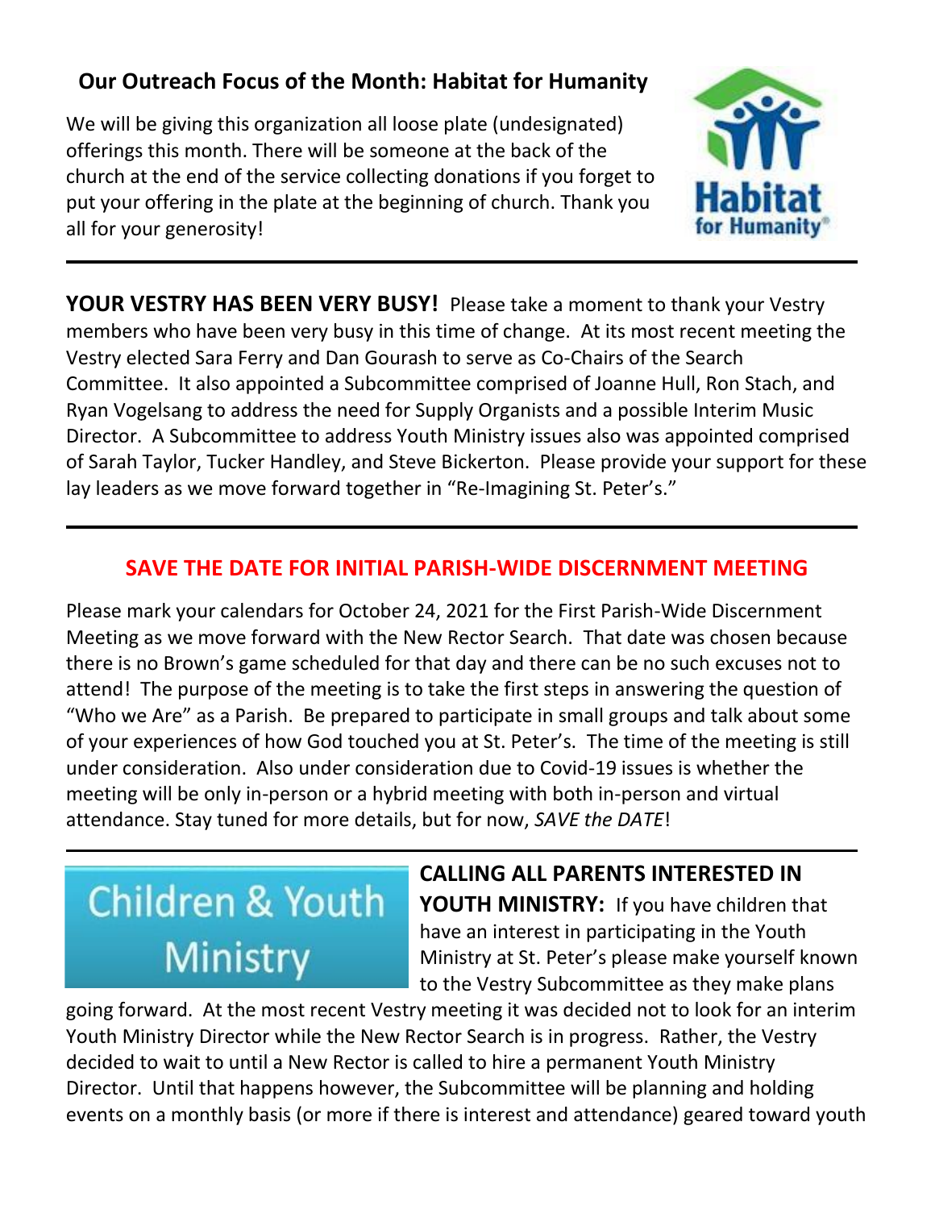## Our Outreach Focus of the Month: Habitat for Humanity

We will be giving this organization all loose plate (undesignated) offerings this month. There will be someone at the back of the church at the end of the service collecting donations if you forget to put your offering in the plate at the beginning of church. Thank you all for your generosity!

---

**YOUR VESTRY HAS BEEN VERY BUSY!** Please take a moment to thank your Vestry members who have been very busy in this time of change. At its most recent meeting the Vestry elected Sara Ferry and Dan Gourash to serve as Co-Chairs of the Search Committee. It also appointed a Subcommittee comprised of Joanne Hull, Ron Stach, and Ryan Vogelsang to address the need for Supply Organists and a possible Interim Music Director. A Subcommittee to address Youth Ministry issues also was appointed comprised of Sarah Taylor, Tucker Handley, and Steve Bickerton. Please provide your support for these lay leaders as we move forward together in "Re-Imagining St. Peter's."

---

## SAVE THE DATE FOR INITIAL PARISH-WIDE DISCERNMENT MEETING

Please mark your calendars for October 24, 2021 for the First Parish-Wide Discernment Meeting as we move forward with the New Rector Search. That date was chosen because there is no Brown's game scheduled for that day and there can be no such excuses not to attend! The purpose of the meeting is to take the first steps in answering the question of "Who we Are" as a Parish. Be prepared to participate in small groups and talk about some of your experiences of how God touched you at St. Peter's. The time of the meeting is still under consideration. Also under consideration due to Covid-19 issues is whether the meeting will be only in-person or a hybrid meeting with both in-person and virtual attendance. Stay tuned for more details, but for now, *SAVE the DATE*!

---

## Children & Youth Ministry

**CALLING ALL PARENTS INTERESTED IN YOUTH MINISTRY:** If you have children that have an interest in participating in the Youth Ministry at St. Peter's please make yourself known to the Vestry Subcommittee as they make plans going forward. At the most recent Vestry meeting it was decided not to look for an interim Youth Ministry Director while the New Rector Search is in progress. Rather, the Vestry decided to wait to until a New Rector is called to hire a permanent Youth Ministry Director. Until that happens however, the Subcommittee will be planning and holding events on a monthly basis (or more if there is interest and attendance) geared toward youth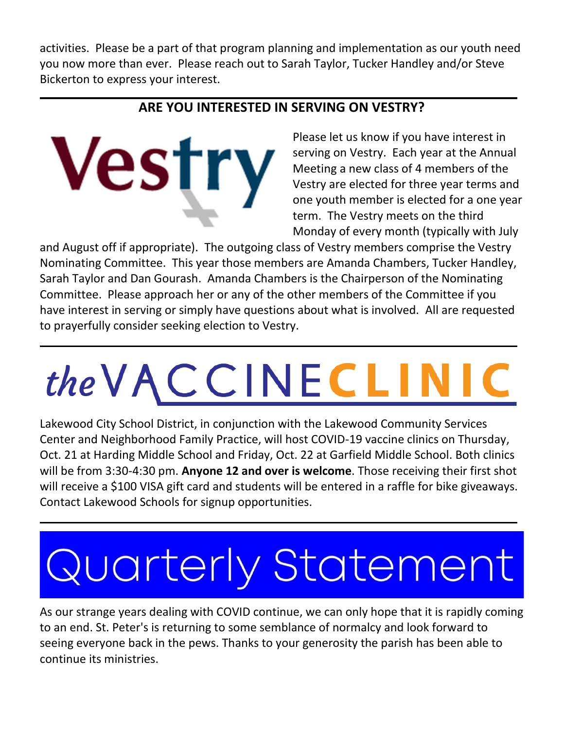activities. Please be a part of that program planning and implementation as our youth need you now more than ever. Please reach out to Sarah Taylor, Tucker Handley and/or Steve Bickerton to express your interest.

---

## ARE YOU INTERESTED IN SERVING ON VESTRY?

Vestry

Please let us know if you have interest in serving on Vestry. Each year at the Annual Meeting a new class of 4 members of the Vestry are elected for three year terms and one youth member is elected for a one year term. The Vestry meets on the third Monday of every month (typically with July and August off if appropriate). The outgoing class of Vestry members comprise the Vestry Nominating Committee. This year those members are Amanda Chambers, Tucker Handley, Sarah Taylor and Dan Gourash. Amanda Chambers is the Chairperson of the Nominating Committee. Please approach her or any of the other members of the Committee if you have interest in serving or simply have questions about what is involved. All are requested to prayerfully consider seeking election to Vestry.

---

# *the* VACCINE **CLINIC**

Lakewood City School District, in conjunction with the Lakewood Community Services Center and Neighborhood Family Practice, will host COVID-19 vaccine clinics on Thursday, Oct. 21 at Harding Middle School and Friday, Oct. 22 at Garfield Middle School. Both clinics will be from 3:30-4:30 pm. **Anyone 12 and over is welcome**. Those receiving their first shot will receive a $100 VISA gift card and students will be entered in a raffle for bike giveaways. Contact Lakewood Schools for signup opportunities.

---

# Quarterly Statement

As our strange years dealing with COVID continue, we can only hope that it is rapidly coming to an end. St. Peter's is returning to some semblance of normalcy and look forward to seeing everyone back in the pews. Thanks to your generosity the parish has been able to continue its ministries.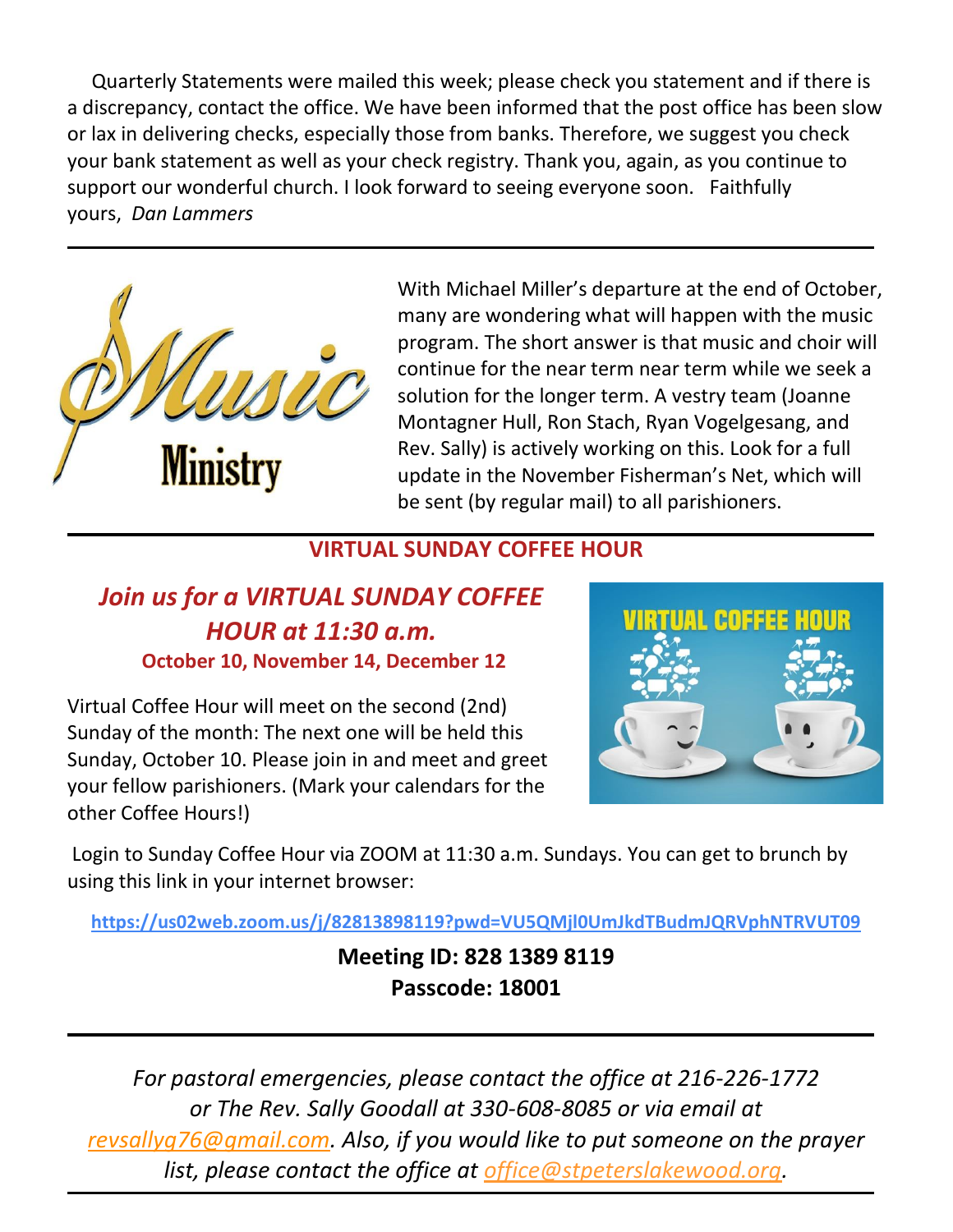Quarterly Statements were mailed this week; please check you statement and if there is a discrepancy, contact the office. We have been informed that the post office has been slow or lax in delivering checks, especially those from banks. Therefore, we suggest you check your bank statement as well as your check registry. Thank you, again, as you continue to support our wonderful church. I look forward to seeing everyone soon. Faithfully yours, *Dan Lammers*

---

With Michael Miller's departure at the end of October, many are wondering what will happen with the music program. The short answer is that music and choir will continue for the near term near term while we seek a solution for the longer term. A vestry team (Joanne Montagner Hull, Ron Stach, Ryan Vogelgesang, and Rev. Sally) is actively working on this. Look for a full update in the November Fisherman's Net, which will be sent (by regular mail) to all parishioners.

---

## VIRTUAL SUNDAY COFFEE HOUR

### *Join us for a VIRTUAL SUNDAY COFFEE HOUR at 11:30 a.m.*

**October 10, November 14, December 12**

Virtual Coffee Hour will meet on the second (2nd) Sunday of the month: The next one will be held this Sunday, October 10. Please join in and meet and greet your fellow parishioners. (Mark your calendars for the other Coffee Hours!)

Login to Sunday Coffee Hour via ZOOM at 11:30 a.m. Sundays. You can get to brunch by using this link in your internet browser:

**https://us02web.zoom.us/j/82813898119?pwd=VU5QMjl0UmJkdTBudmJQRVphNTRVUT09**

**Meeting ID: 828 1389 8119**
**Passcode: 18001**

---

*For pastoral emergencies, please contact the office at 216-226-1772 or The Rev. Sally Goodall at 330-608-8085 or via email at revsallyg76@gmail.com. Also, if you would like to put someone on the prayer list, please contact the office at office@stpeterslakewood.org.*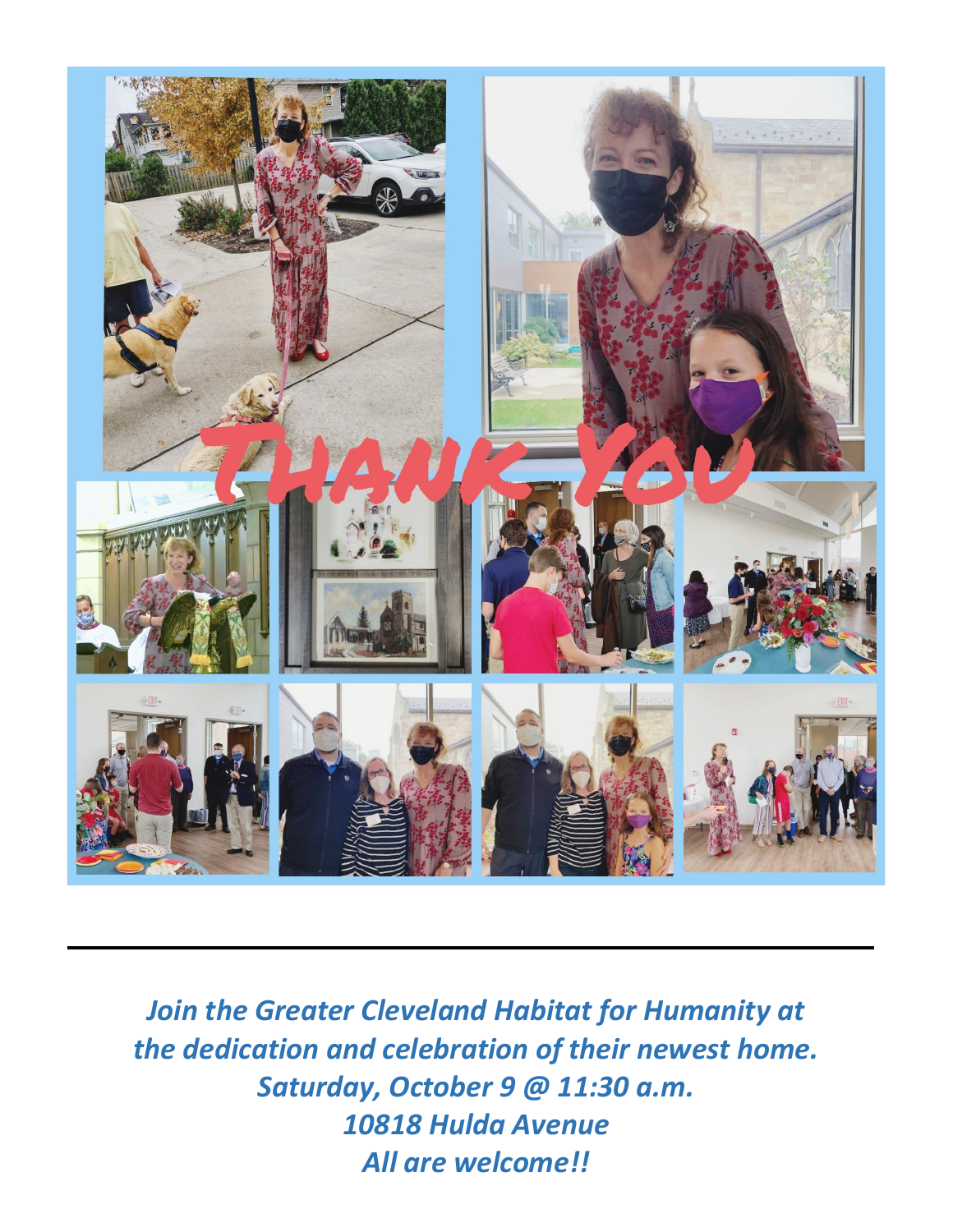Thank You

---

*Join the Greater Cleveland Habitat for Humanity at the dedication and celebration of their newest home.*
*Saturday, October 9 @ 11:30 a.m.*
*10818 Hulda Avenue*
*All are welcome!!*